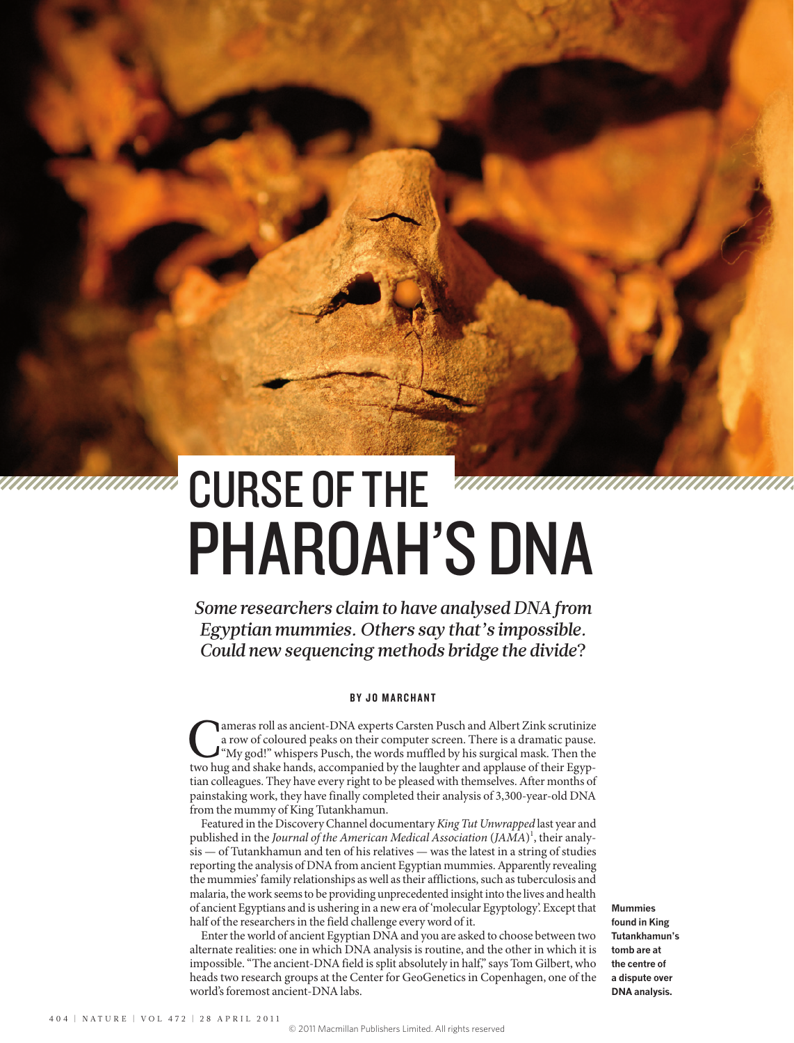# CURSE OF THE PHAROAH'S DNA

*Some researchers claim to have analysed DNA from Egyptian mummies. Others say that's impossible. Could new sequencing methods bridge the divide?*

**BY JO MARCHANT**

Cameras roll as ancient-DNA experts Carsten Pusch and Albert Zink scrutinize a row of coloured peaks on their computer screen. There is a dramatic pause. "My god!" whispers Pusch, the words muffled by his surgical mask. Then the two hug and shake hands, accompanied by the laughter and applause of their Egyptian colleagues. They have every right to be pleased with themselves. After months of painstaking work, they have finally completed their analysis of 3,300-year-old DNA from the mummy of King Tutankhamun.

Featured in the Discovery Channel documentary *King Tut Unwrapped* last year and published in the *Journal of the American Medical Association* (*JAMA*)[1], their analysis — of Tutankhamun and ten of his relatives — was the latest in a string of studies reporting the analysis of DNA from ancient Egyptian mummies. Apparently revealing the mummies' family relationships as well as their afflictions, such as tuberculosis and malaria, the work seems to be providing unprecedented insight into the lives and health of ancient Egyptians and is ushering in a new era of 'molecular Egyptology'. Except that half of the researchers in the field challenge every word of it.

Enter the world of ancient Egyptian DNA and you are asked to choose between two alternate realities: one in which DNA analysis is routine, and the other in which it is impossible. "The ancient-DNA field is split absolutely in half," says Tom Gilbert, who heads two research groups at the Center for GeoGenetics in Copenhagen, one of the world's foremost ancient-DNA labs.

**Mummies found in King Tutankhamun's tomb are at the centre of a dispute over DNA analysis.**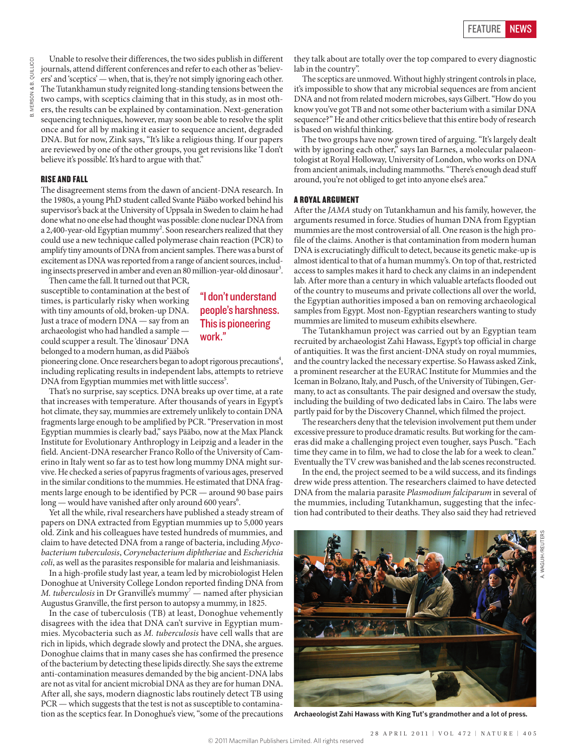Unable to resolve their differences, the two sides publish in different journals, attend different conferences and refer to each other as 'believers' and 'sceptics' — when, that is, they're not simply ignoring each other. The Tutankhamun study reignited long-standing tensions between the two camps, with sceptics claiming that in this study, as in most others, the results can be explained by contamination. Next-generation sequencing techniques, however, may soon be able to resolve the split once and for all by making it easier to sequence ancient, degraded DNA. But for now, Zink says, "It's like a religious thing. If our papers are reviewed by one of the other groups, you get revisions like 'I don't believe it's possible'. It's hard to argue with that."

## RISE AND FALL

The disagreement stems from the dawn of ancient-DNA research. In the 1980s, a young PhD student called Svante Pääbo worked behind his supervisor's back at the University of Uppsala in Sweden to claim he had done what no one else had thought was possible: clone nuclear DNA from a 2,400-year-old Egyptian mummy[2]. Soon researchers realized that they could use a new technique called polymerase chain reaction (PCR) to amplify tiny amounts of DNA from ancient samples. There was a burst of excitement as DNA was reported from a range of ancient sources, including insects preserved in amber and even an 80 million-year-old dinosaur[3].

Then came the fall. It turned out that PCR, susceptible to contamination at the best of times, is particularly risky when working with tiny amounts of old, broken-up DNA. Just a trace of modern DNA — say from an archaeologist who had handled a sample — could scupper a result. The 'dinosaur' DNA belonged to a modern human, as did Pääbo's pioneering clone. Once researchers began to adopt rigorous precautions[4], including replicating results in independent labs, attempts to retrieve DNA from Egyptian mummies met with little success[5].

> "I don't understand people's harshness. This is pioneering work."

That's no surprise, say sceptics. DNA breaks up over time, at a rate that increases with temperature. After thousands of years in Egypt's hot climate, they say, mummies are extremely unlikely to contain DNA fragments large enough to be amplified by PCR. "Preservation in most Egyptian mummies is clearly bad," says Pääbo, now at the Max Planck Institute for Evolutionary Anthropology in Leipzig and a leader in the field. Ancient-DNA researcher Franco Rollo of the University of Camerino in Italy went so far as to test how long mummy DNA might survive. He checked a series of papyrus fragments of various ages, preserved in the similar conditions to the mummies. He estimated that DNA fragments large enough to be identified by PCR — around 90 base pairs long — would have vanished after only around 600 years[6].

Yet all the while, rival researchers have published a steady stream of papers on DNA extracted from Egyptian mummies up to 5,000 years old. Zink and his colleagues have tested hundreds of mummies, and claim to have detected DNA from a range of bacteria, including *Mycobacterium tuberculosis*, *Corynebacterium diphtheriae* and *Escherichia coli*, as well as the parasites responsible for malaria and leishmaniasis.

In a high-profile study last year, a team led by microbiologist Helen Donoghue at University College London reported finding DNA from *M. tuberculosis* in Dr Granville's mummy[7] — named after physician Augustus Granville, the first person to autopsy a mummy, in 1825.

In the case of tuberculosis (TB) at least, Donoghue vehemently disagrees with the idea that DNA can't survive in Egyptian mummies. Mycobacteria such as *M. tuberculosis* have cell walls that are rich in lipids, which degrade slowly and protect the DNA, she argues. Donoghue claims that in many cases she has confirmed the presence of the bacterium by detecting these lipids directly. She says the extreme anti-contamination measures demanded by the big ancient-DNA labs are not as vital for ancient microbial DNA as they are for human DNA. After all, she says, modern diagnostic labs routinely detect TB using PCR — which suggests that the test is not as susceptible to contamination as the sceptics fear. In Donoghue's view, "some of the precautions they talk about are totally over the top compared to every diagnostic lab in the country".

The sceptics are unmoved. Without highly stringent controls in place, it's impossible to show that any microbial sequences are from ancient DNA and not from related modern microbes, says Gilbert. "How do you know you've got TB and not some other bacterium with a similar DNA sequence?" He and other critics believe that this entire body of research is based on wishful thinking.

The two groups have now grown tired of arguing. "It's largely dealt with by ignoring each other," says Ian Barnes, a molecular palaeontologist at Royal Holloway, University of London, who works on DNA from ancient animals, including mammoths. "There's enough dead stuff around, you're not obliged to get into anyone else's area."

## A ROYAL ARGUMENT

After the *JAMA* study on Tutankhamun and his family, however, the arguments resumed in force. Studies of human DNA from Egyptian mummies are the most controversial of all. One reason is the high profile of the claims. Another is that contamination from modern human DNA is excruciatingly difficult to detect, because its genetic make-up is almost identical to that of a human mummy's. On top of that, restricted access to samples makes it hard to check any claims in an independent lab. After more than a century in which valuable artefacts flooded out of the country to museums and private collections all over the world, the Egyptian authorities imposed a ban on removing archaeological samples from Egypt. Most non-Egyptian researchers wanting to study mummies are limited to museum exhibits elsewhere.

The Tutankhamun project was carried out by an Egyptian team recruited by archaeologist Zahi Hawass, Egypt's top official in charge of antiquities. It was the first ancient-DNA study on royal mummies, and the country lacked the necessary expertise. So Hawass asked Zink, a prominent researcher at the EURAC Institute for Mummies and the Iceman in Bolzano, Italy, and Pusch, of the University of Tübingen, Germany, to act as consultants. The pair designed and oversaw the study, including the building of two dedicated labs in Cairo. The labs were partly paid for by the Discovery Channel, which filmed the project.

The researchers deny that the television involvement put them under excessive pressure to produce dramatic results. But working for the cameras did make a challenging project even tougher, says Pusch. "Each time they came in to film, we had to close the lab for a week to clean." Eventually the TV crew was banished and the lab scenes reconstructed.

In the end, the project seemed to be a wild success, and its findings drew wide press attention. The researchers claimed to have detected DNA from the malaria parasite *Plasmodium falciparum* in several of the mummies, including Tutankhamun, suggesting that the infection had contributed to their deaths. They also said they had retrieved

Archaeologist Zahi Hawass with King Tut's grandmother and a lot of press.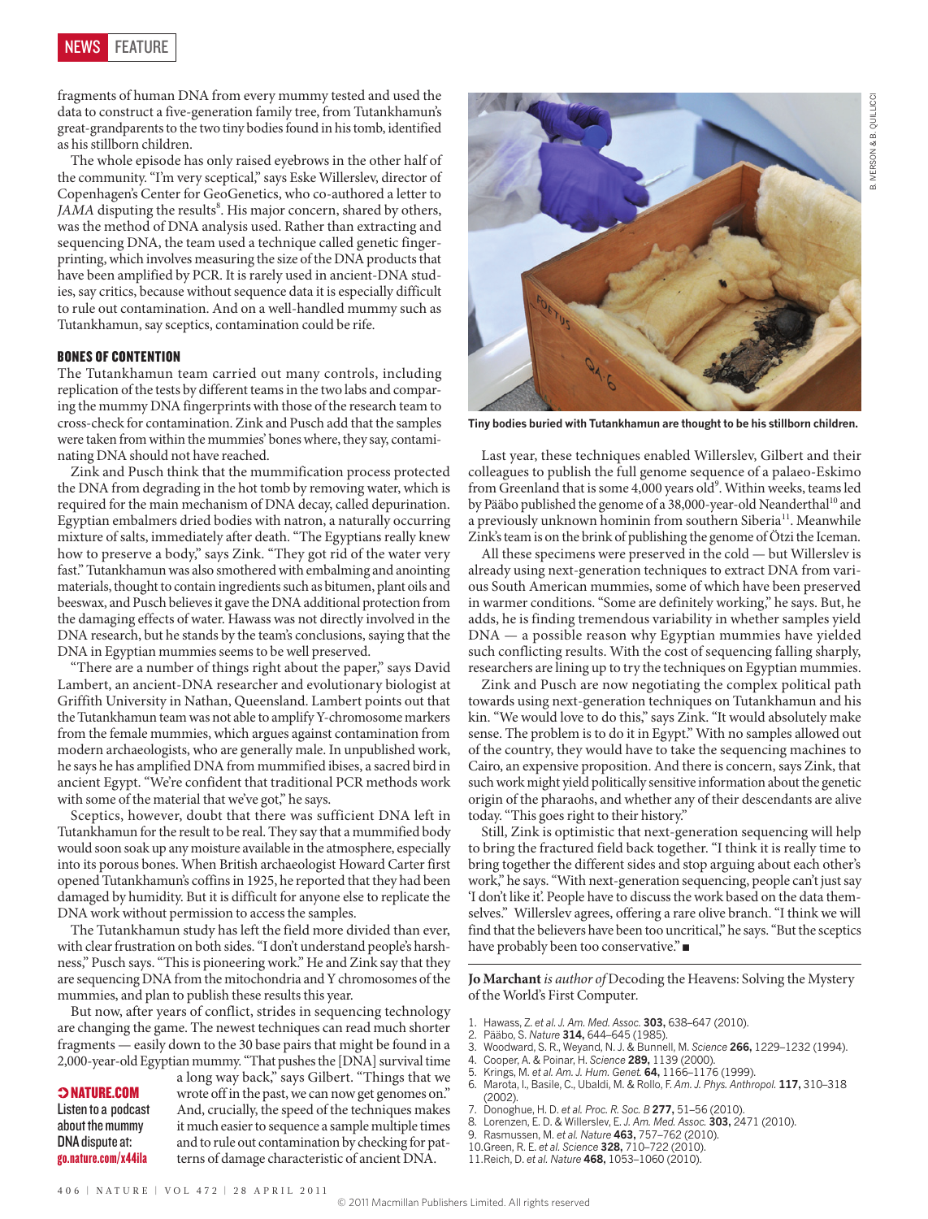fragments of human DNA from every mummy tested and used the data to construct a five-generation family tree, from Tutankhamun's great-grandparents to the two tiny bodies found in his tomb, identified as his stillborn children.

The whole episode has only raised eyebrows in the other half of the community. "I'm very sceptical," says Eske Willerslev, director of Copenhagen's Center for GeoGenetics, who co-authored a letter to *JAMA* disputing the results[8]. His major concern, shared by others, was the method of DNA analysis used. Rather than extracting and sequencing DNA, the team used a technique called genetic fingerprinting, which involves measuring the size of the DNA products that have been amplified by PCR. It is rarely used in ancient-DNA studies, say critics, because without sequence data it is especially difficult to rule out contamination. And on a well-handled mummy such as Tutankhamun, say sceptics, contamination could be rife.

## BONES OF CONTENTION

The Tutankhamun team carried out many controls, including replication of the tests by different teams in the two labs and comparing the mummy DNA fingerprints with those of the research team to cross-check for contamination. Zink and Pusch add that the samples were taken from within the mummies' bones where, they say, contaminating DNA should not have reached.

Zink and Pusch think that the mummification process protected the DNA from degrading in the hot tomb by removing water, which is required for the main mechanism of DNA decay, called depurination. Egyptian embalmers dried bodies with natron, a naturally occurring mixture of salts, immediately after death. "The Egyptians really knew how to preserve a body," says Zink. "They got rid of the water very fast." Tutankhamun was also smothered with embalming and anointing materials, thought to contain ingredients such as bitumen, plant oils and beeswax, and Pusch believes it gave the DNA additional protection from the damaging effects of water. Hawass was not directly involved in the DNA research, but he stands by the team's conclusions, saying that the DNA in Egyptian mummies seems to be well preserved.

"There are a number of things right about the paper," says David Lambert, an ancient-DNA researcher and evolutionary biologist at Griffith University in Nathan, Queensland. Lambert points out that the Tutankhamun team was not able to amplify Y-chromosome markers from the female mummies, which argues against contamination from modern archaeologists, who are generally male. In unpublished work, he says he has amplified DNA from mummified ibises, a sacred bird in ancient Egypt. "We're confident that traditional PCR methods work with some of the material that we've got," he says.

Sceptics, however, doubt that there was sufficient DNA left in Tutankhamun for the result to be real. They say that a mummified body would soon soak up any moisture available in the atmosphere, especially into its porous bones. When British archaeologist Howard Carter first opened Tutankhamun's coffins in 1925, he reported that they had been damaged by humidity. But it is difficult for anyone else to replicate the DNA work without permission to access the samples.

The Tutankhamun study has left the field more divided than ever, with clear frustration on both sides. "I don't understand people's harshness," Pusch says. "This is pioneering work." He and Zink say that they are sequencing DNA from the mitochondria and Y chromosomes of the mummies, and plan to publish these results this year.

But now, after years of conflict, strides in sequencing technology are changing the game. The newest techniques can read much shorter fragments — easily down to the 30 base pairs that might be found in a 2,000-year-old Egyptian mummy. "That pushes the [DNA] survival time a long way back," says Gilbert. "Things that we wrote off in the past, we can now get genomes on." And, crucially, the speed of the techniques makes it much easier to sequence a sample multiple times and to rule out contamination by checking for patterns of damage characteristic of ancient DNA.

**NATURE.COM**
Listen to a podcast about the mummy DNA dispute at: go.nature.com/x44ila

Tiny bodies buried with Tutankhamun are thought to be his stillborn children.

Last year, these techniques enabled Willerslev, Gilbert and their colleagues to publish the full genome sequence of a palaeo-Eskimo from Greenland that is some 4,000 years old[9]. Within weeks, teams led by Pääbo published the genome of a 38,000-year-old Neanderthal[10] and a previously unknown hominin from southern Siberia[11]. Meanwhile Zink's team is on the brink of publishing the genome of Ötzi the Iceman.

All these specimens were preserved in the cold — but Willerslev is already using next-generation techniques to extract DNA from various South American mummies, some of which have been preserved in warmer conditions. "Some are definitely working," he says. But, he adds, he is finding tremendous variability in whether samples yield DNA — a possible reason why Egyptian mummies have yielded such conflicting results. With the cost of sequencing falling sharply, researchers are lining up to try the techniques on Egyptian mummies.

Zink and Pusch are now negotiating the complex political path towards using next-generation techniques on Tutankhamun and his kin. "We would love to do this," says Zink. "It would absolutely make sense. The problem is to do it in Egypt." With no samples allowed out of the country, they would have to take the sequencing machines to Cairo, an expensive proposition. And there is concern, says Zink, that such work might yield politically sensitive information about the genetic origin of the pharaohs, and whether any of their descendants are alive today. "This goes right to their history."

Still, Zink is optimistic that next-generation sequencing will help to bring the fractured field back together. "I think it is really time to bring together the different sides and stop arguing about each other's work," he says. "With next-generation sequencing, people can't just say 'I don't like it'. People have to discuss the work based on the data themselves." Willerslev agrees, offering a rare olive branch. "I think we will find that the believers have been too uncritical," he says. "But the sceptics have probably been too conservative." ■

**Jo Marchant** *is author of* Decoding the Heavens: Solving the Mystery of the World's First Computer.

1. Hawass, Z. *et al. J. Am. Med. Assoc.* **303,** 638–647 (2010).
2. Pääbo, S. *Nature* **314,** 644–645 (1985).
3. Woodward, S. R., Weyand, N. J. & Bunnell, M. *Science* **266,** 1229–1232 (1994).
4. Cooper, A. & Poinar, H. *Science* **289,** 1139 (2000).
5. Krings, M. *et al. Am. J. Hum. Genet.* **64,** 1166–1176 (1999).
6. Marota, I., Basile, C., Ubaldi, M. & Rollo, F. *Am. J. Phys. Anthropol.* **117,** 310–318 (2002).
7. Donoghue, H. D. *et al. Proc. R. Soc. B* **277,** 51–56 (2010).
8. Lorenzen, E. D. & Willerslev, E. *J. Am. Med. Assoc.* **303,** 2471 (2010).
9. Rasmussen, M. *et al. Nature* **463,** 757–762 (2010).
10. Green, R. E. *et al. Science* **328,** 710–722 (2010).
11. Reich, D. *et al. Nature* **468,** 1053–1060 (2010).